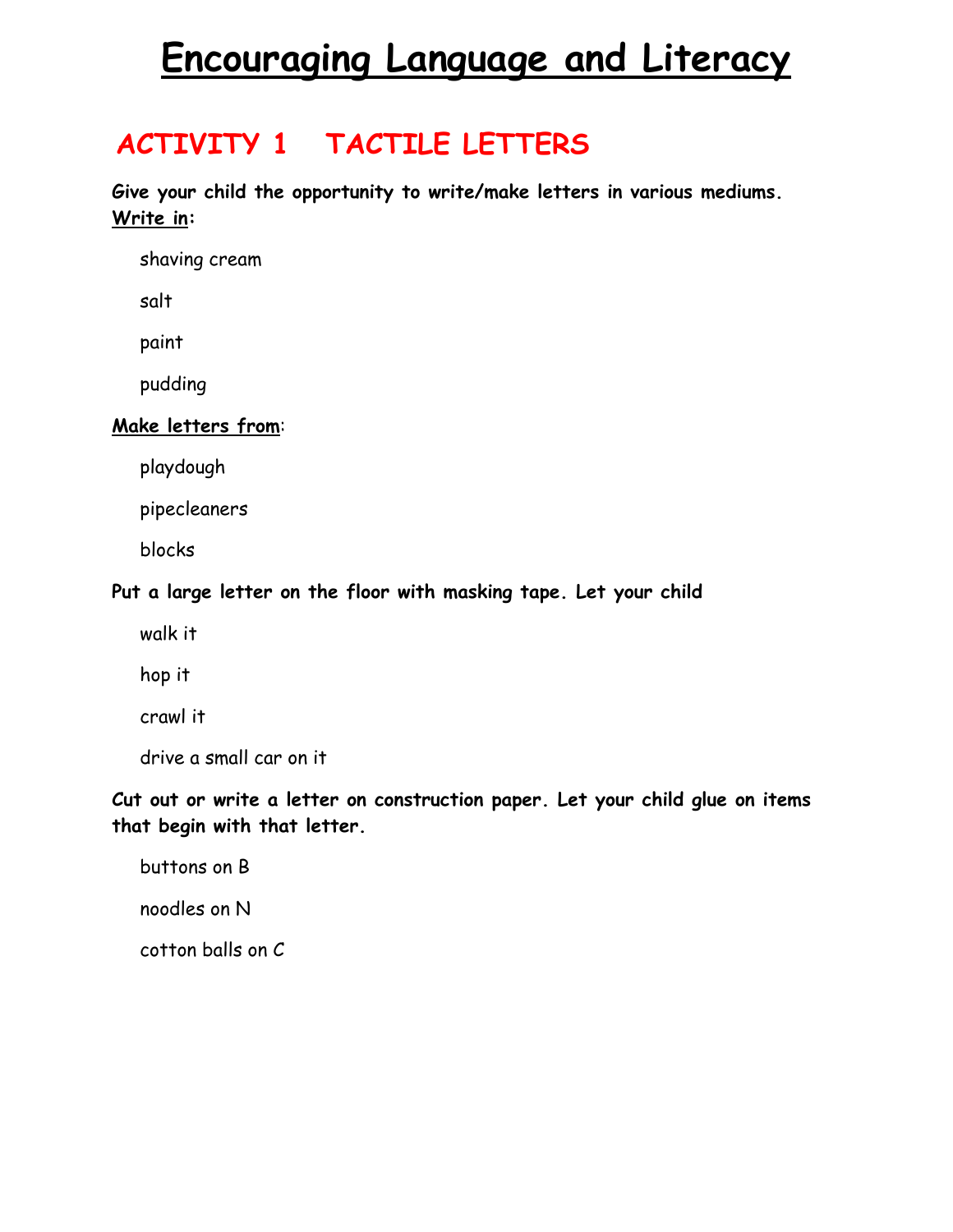# Encouraging Language and Literacy

## ACTIVITY 1 TACTILE LETTERS

**Give your child the opportunity to write/make letters in various mediums.**
**Write in:**

shaving cream

salt

paint

pudding

**Make letters from**:

playdough

pipecleaners

blocks

**Put a large letter on the floor with masking tape. Let your child**

walk it

hop it

crawl it

drive a small car on it

**Cut out or write a letter on construction paper. Let your child glue on items that begin with that letter.**

buttons on B

noodles on N

cotton balls on C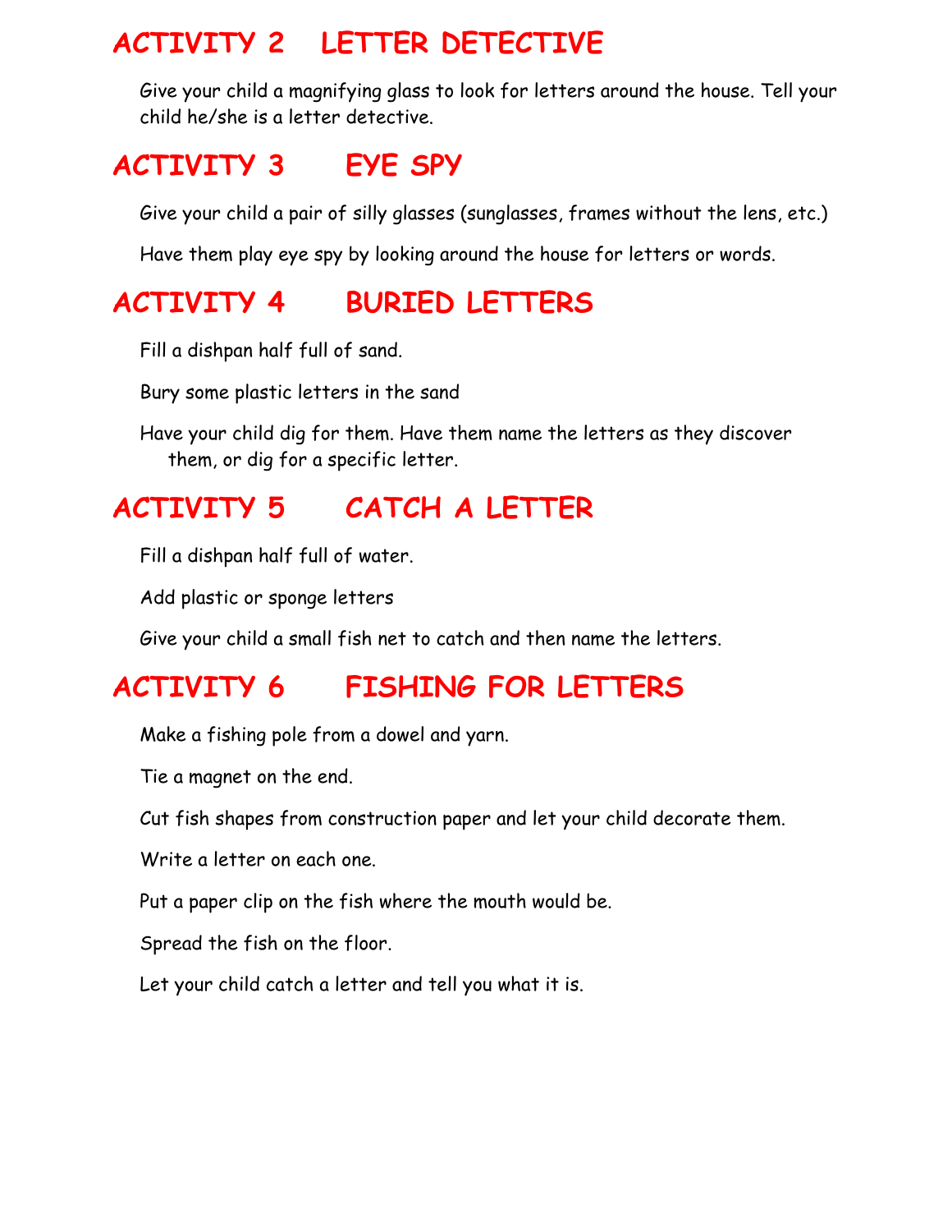## ACTIVITY 2 LETTER DETECTIVE

Give your child a magnifying glass to look for letters around the house. Tell your child he/she is a letter detective.

## ACTIVITY 3 EYE SPY

Give your child a pair of silly glasses (sunglasses, frames without the lens, etc.)

Have them play eye spy by looking around the house for letters or words.

## ACTIVITY 4 BURIED LETTERS

Fill a dishpan half full of sand.

Bury some plastic letters in the sand

Have your child dig for them. Have them name the letters as they discover them, or dig for a specific letter.

## ACTIVITY 5 CATCH A LETTER

Fill a dishpan half full of water.

Add plastic or sponge letters

Give your child a small fish net to catch and then name the letters.

## ACTIVITY 6 FISHING FOR LETTERS

Make a fishing pole from a dowel and yarn.

Tie a magnet on the end.

Cut fish shapes from construction paper and let your child decorate them.

Write a letter on each one.

Put a paper clip on the fish where the mouth would be.

Spread the fish on the floor.

Let your child catch a letter and tell you what it is.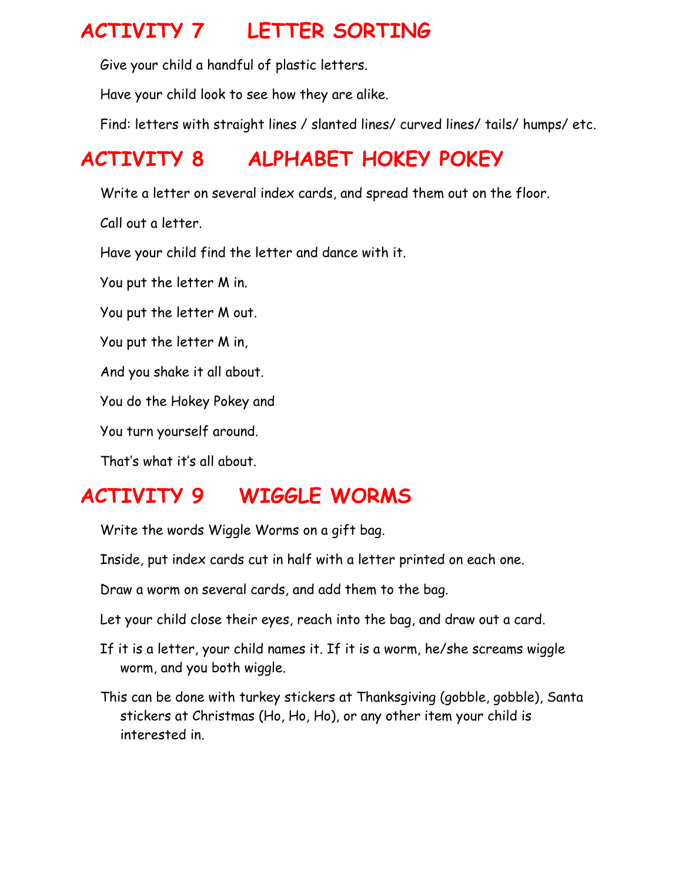## ACTIVITY 7 LETTER SORTING

Give your child a handful of plastic letters.

Have your child look to see how they are alike.

Find: letters with straight lines / slanted lines/ curved lines/ tails/ humps/ etc.

## ACTIVITY 8 ALPHABET HOKEY POKEY

Write a letter on several index cards, and spread them out on the floor.

Call out a letter.

Have your child find the letter and dance with it.

You put the letter M in.

You put the letter M out.

You put the letter M in,

And you shake it all about.

You do the Hokey Pokey and

You turn yourself around.

That's what it's all about.

## ACTIVITY 9 WIGGLE WORMS

Write the words Wiggle Worms on a gift bag.

Inside, put index cards cut in half with a letter printed on each one.

Draw a worm on several cards, and add them to the bag.

Let your child close their eyes, reach into the bag, and draw out a card.

If it is a letter, your child names it. If it is a worm, he/she screams wiggle worm, and you both wiggle.

This can be done with turkey stickers at Thanksgiving (gobble, gobble), Santa stickers at Christmas (Ho, Ho, Ho), or any other item your child is interested in.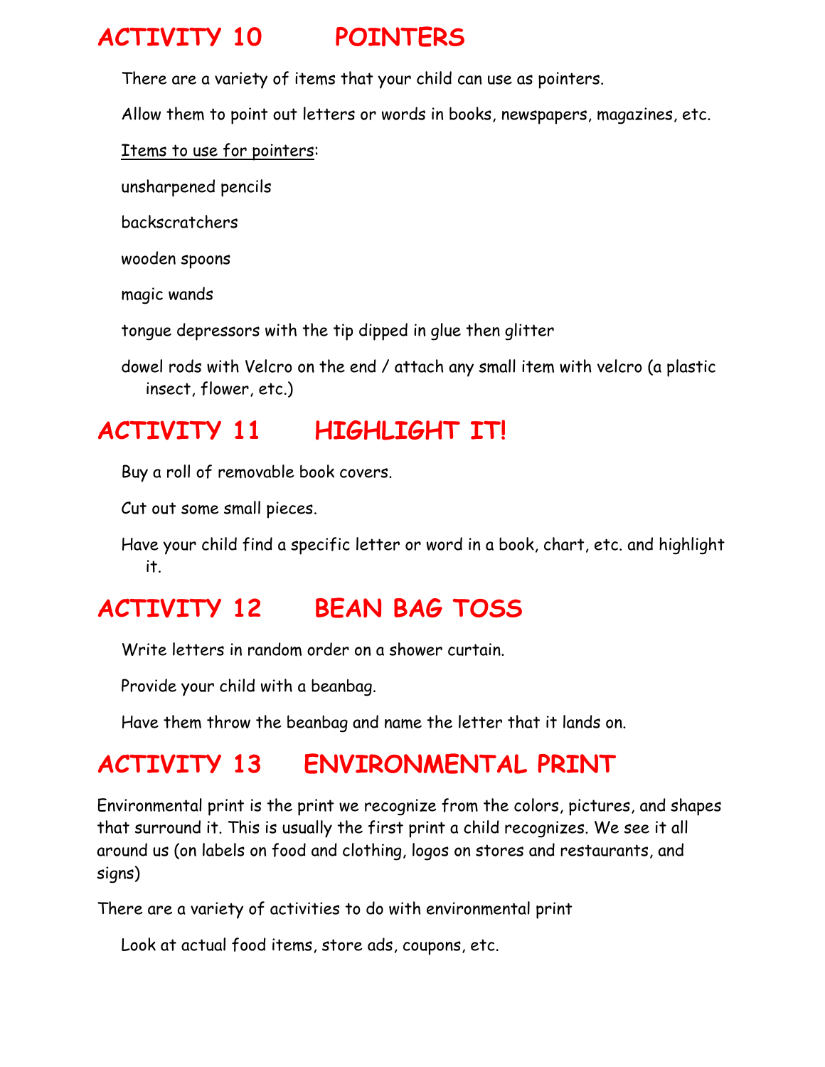## ACTIVITY 10 POINTERS

There are a variety of items that your child can use as pointers.

Allow them to point out letters or words in books, newspapers, magazines, etc.

Items to use for pointers:

unsharpened pencils

backscratchers

wooden spoons

magic wands

tongue depressors with the tip dipped in glue then glitter

dowel rods with Velcro on the end / attach any small item with velcro (a plastic insect, flower, etc.)

## ACTIVITY 11 HIGHLIGHT IT!

Buy a roll of removable book covers.

Cut out some small pieces.

Have your child find a specific letter or word in a book, chart, etc. and highlight it.

## ACTIVITY 12 BEAN BAG TOSS

Write letters in random order on a shower curtain.

Provide your child with a beanbag.

Have them throw the beanbag and name the letter that it lands on.

## ACTIVITY 13 ENVIRONMENTAL PRINT

Environmental print is the print we recognize from the colors, pictures, and shapes that surround it. This is usually the first print a child recognizes. We see it all around us (on labels on food and clothing, logos on stores and restaurants, and signs)

There are a variety of activities to do with environmental print

Look at actual food items, store ads, coupons, etc.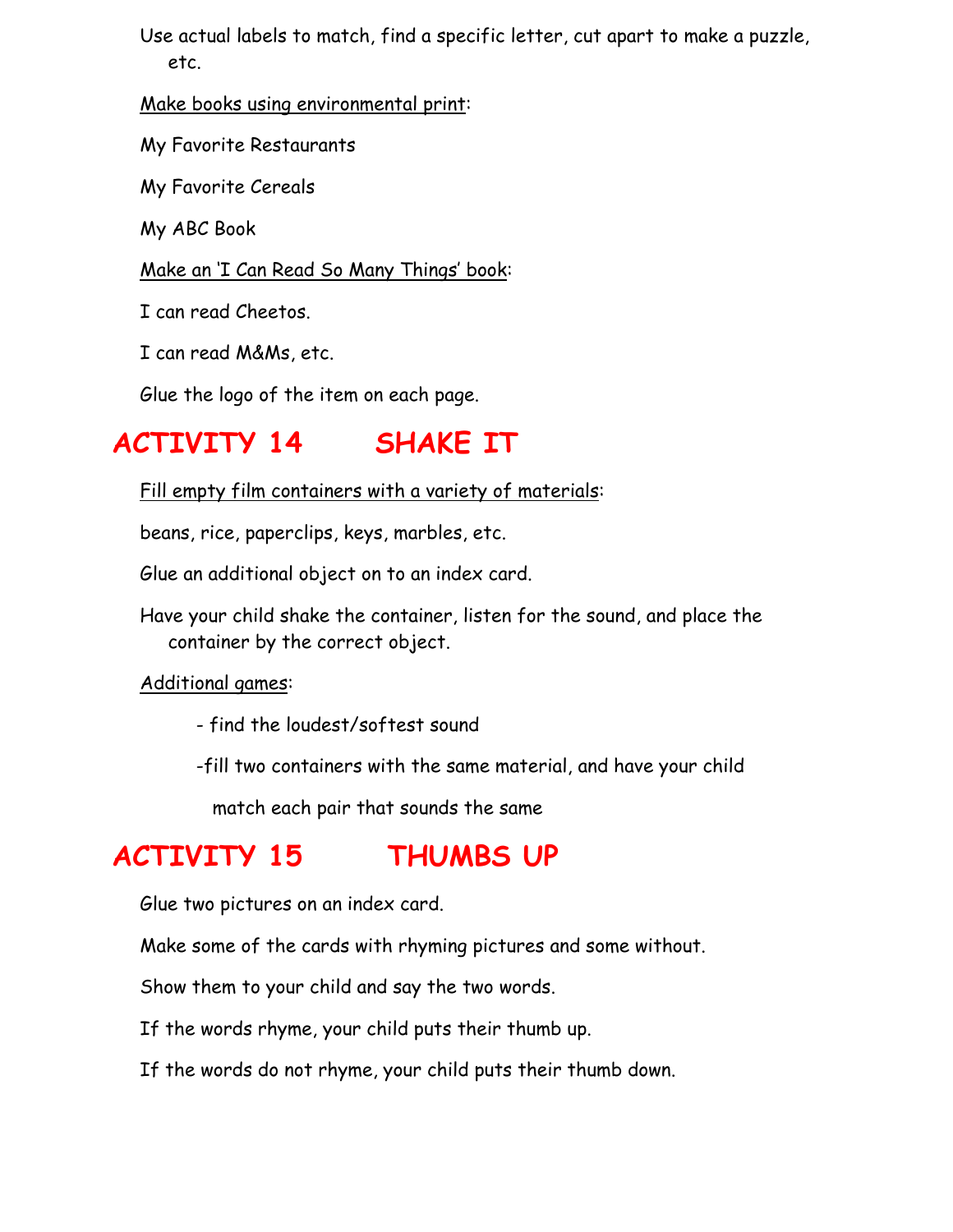Use actual labels to match, find a specific letter, cut apart to make a puzzle, etc.

Make books using environmental print:

My Favorite Restaurants

My Favorite Cereals

My ABC Book

Make an 'I Can Read So Many Things' book:

I can read Cheetos.

I can read M&Ms, etc.

Glue the logo of the item on each page.

## ACTIVITY 14 SHAKE IT

Fill empty film containers with a variety of materials:

beans, rice, paperclips, keys, marbles, etc.

Glue an additional object on to an index card.

Have your child shake the container, listen for the sound, and place the container by the correct object.

Additional games:

- find the loudest/softest sound
- fill two containers with the same material, and have your child match each pair that sounds the same

## ACTIVITY 15 THUMBS UP

Glue two pictures on an index card.

Make some of the cards with rhyming pictures and some without.

Show them to your child and say the two words.

If the words rhyme, your child puts their thumb up.

If the words do not rhyme, your child puts their thumb down.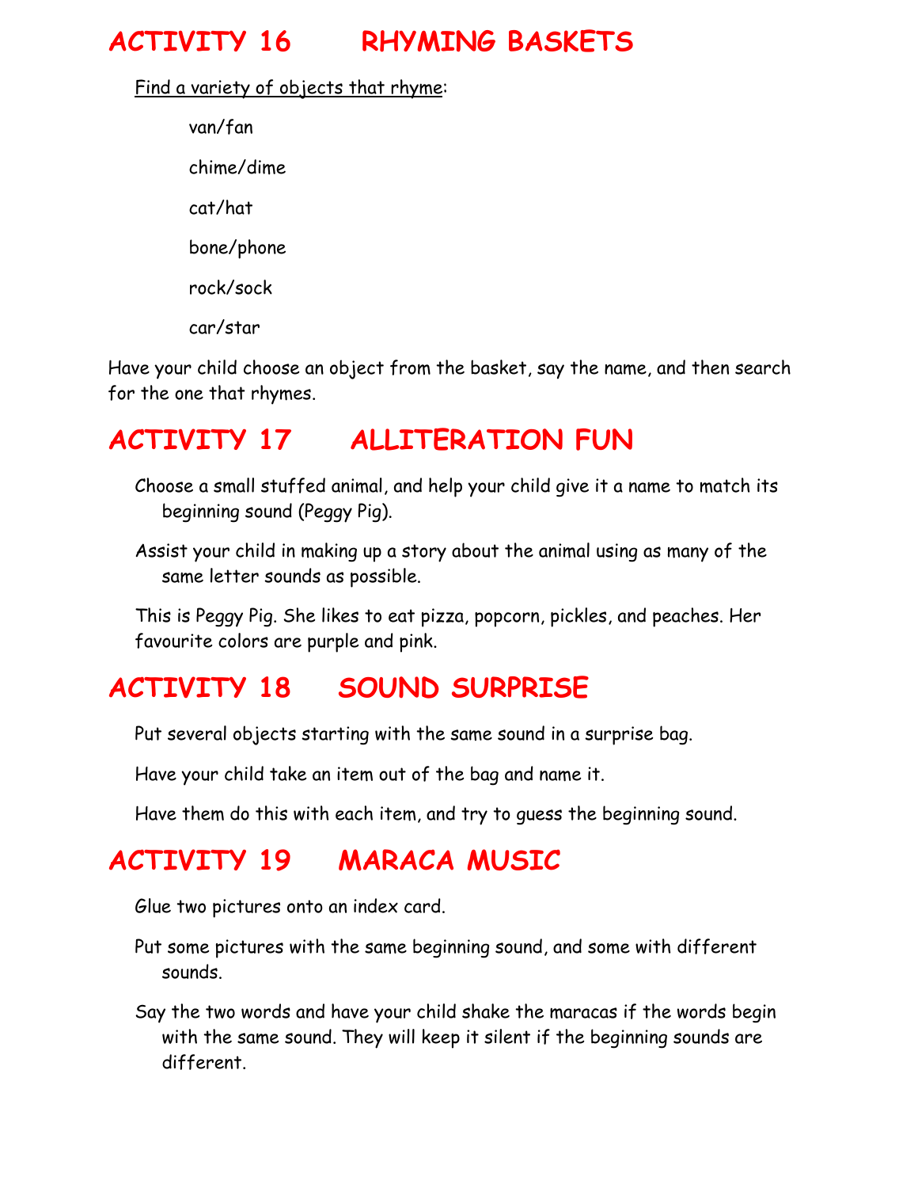## ACTIVITY 16 RHYMING BASKETS

Find a variety of objects that rhyme:

van/fan

chime/dime

cat/hat

bone/phone

rock/sock

car/star

Have your child choose an object from the basket, say the name, and then search for the one that rhymes.

## ACTIVITY 17 ALLITERATION FUN

Choose a small stuffed animal, and help your child give it a name to match its beginning sound (Peggy Pig).

Assist your child in making up a story about the animal using as many of the same letter sounds as possible.

This is Peggy Pig. She likes to eat pizza, popcorn, pickles, and peaches. Her favourite colors are purple and pink.

## ACTIVITY 18 SOUND SURPRISE

Put several objects starting with the same sound in a surprise bag.

Have your child take an item out of the bag and name it.

Have them do this with each item, and try to guess the beginning sound.

## ACTIVITY 19 MARACA MUSIC

Glue two pictures onto an index card.

Put some pictures with the same beginning sound, and some with different sounds.

Say the two words and have your child shake the maracas if the words begin with the same sound. They will keep it silent if the beginning sounds are different.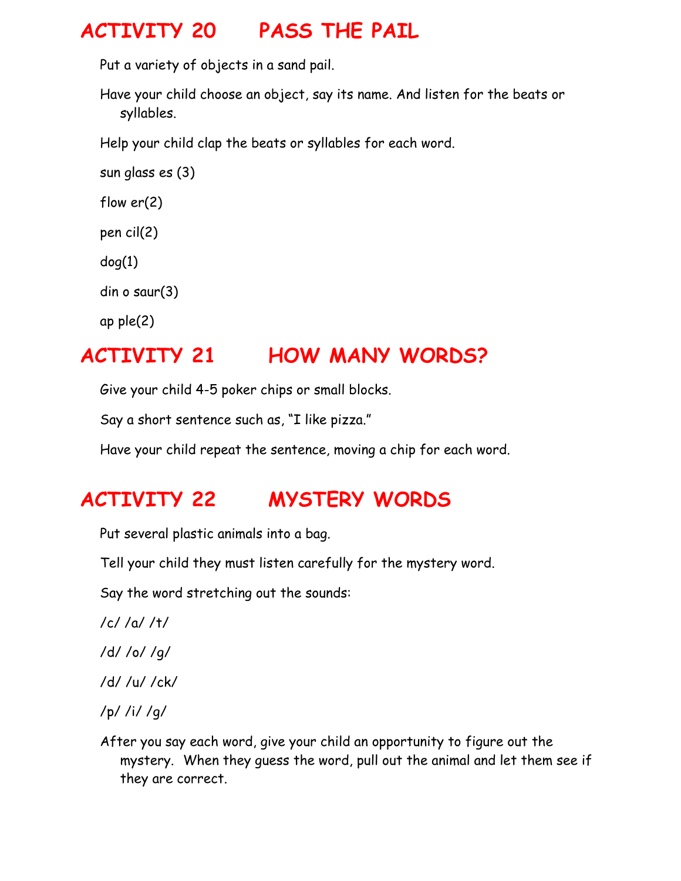## ACTIVITY 20 PASS THE PAIL

Put a variety of objects in a sand pail.

Have your child choose an object, say its name. And listen for the beats or syllables.

Help your child clap the beats or syllables for each word.

sun glass es (3)

flow er(2)

pen cil(2)

dog(1)

din o saur(3)

ap ple(2)

## ACTIVITY 21 HOW MANY WORDS?

Give your child 4-5 poker chips or small blocks.

Say a short sentence such as, “I like pizza.”

Have your child repeat the sentence, moving a chip for each word.

## ACTIVITY 22 MYSTERY WORDS

Put several plastic animals into a bag.

Tell your child they must listen carefully for the mystery word.

Say the word stretching out the sounds:

/c/ /a/ /t/

/d/ /o/ /g/

/d/ /u/ /ck/

/p/ /i/ /g/

After you say each word, give your child an opportunity to figure out the mystery. When they guess the word, pull out the animal and let them see if they are correct.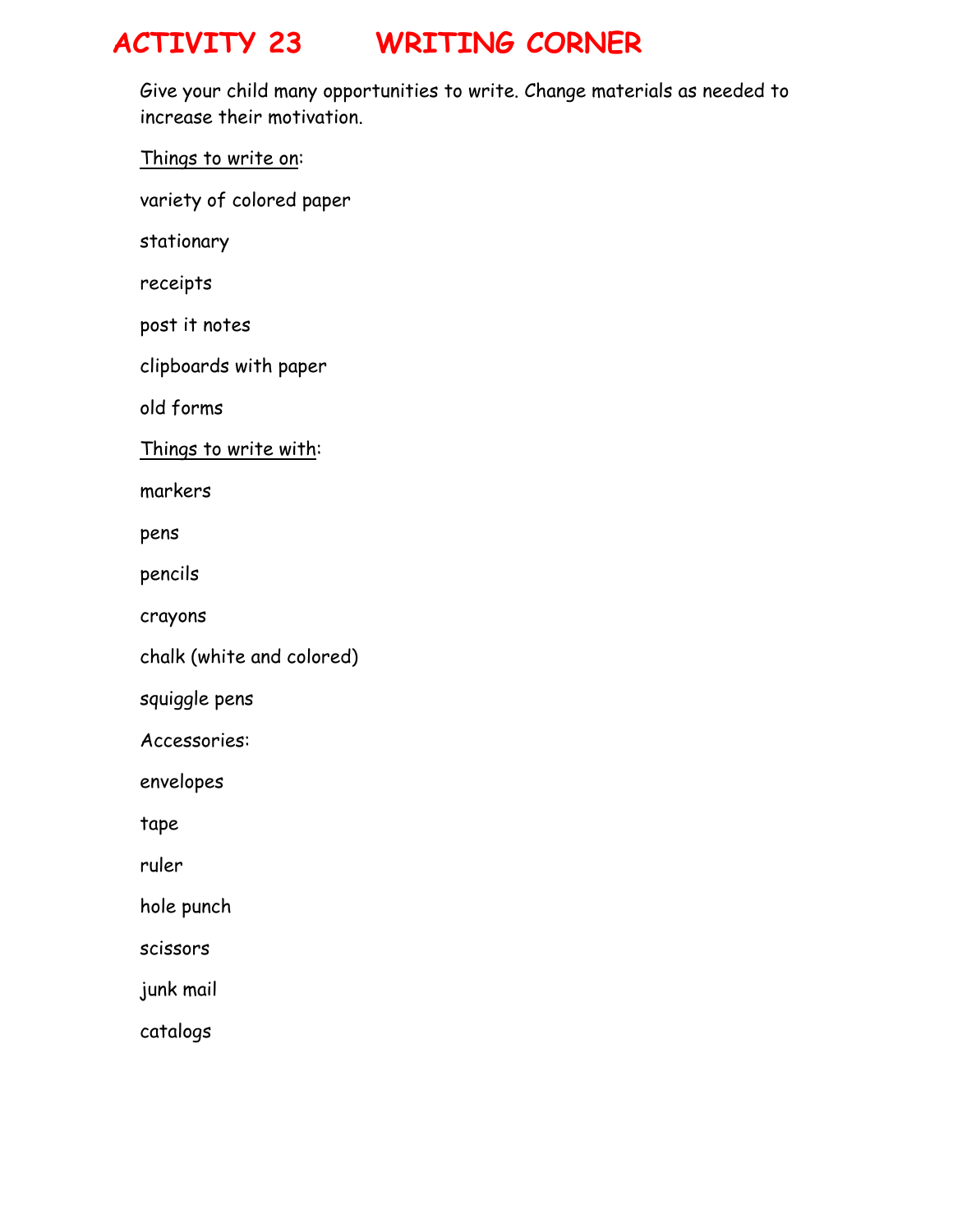# ACTIVITY 23 WRITING CORNER

Give your child many opportunities to write. Change materials as needed to increase their motivation.

<u>Things to write on</u>:

variety of colored paper

stationary

receipts

post it notes

clipboards with paper

old forms

<u>Things to write with</u>:

markers

pens

pencils

crayons

chalk (white and colored)

squiggle pens

Accessories:

envelopes

tape

ruler

hole punch

scissors

junk mail

catalogs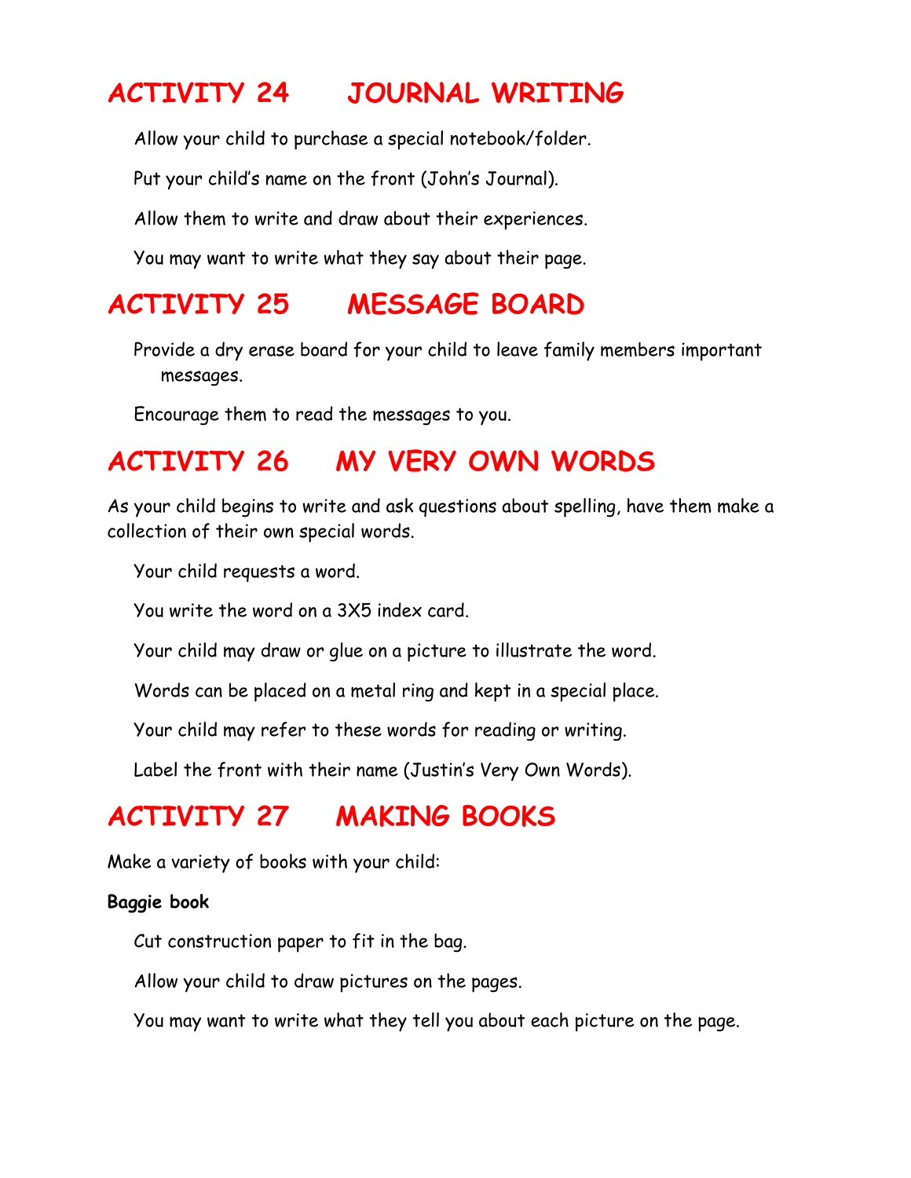## ACTIVITY 24 JOURNAL WRITING

Allow your child to purchase a special notebook/folder.

Put your child's name on the front (John's Journal).

Allow them to write and draw about their experiences.

You may want to write what they say about their page.

## ACTIVITY 25 MESSAGE BOARD

Provide a dry erase board for your child to leave family members important messages.

Encourage them to read the messages to you.

## ACTIVITY 26 MY VERY OWN WORDS

As your child begins to write and ask questions about spelling, have them make a collection of their own special words.

Your child requests a word.

You write the word on a 3X5 index card.

Your child may draw or glue on a picture to illustrate the word.

Words can be placed on a metal ring and kept in a special place.

Your child may refer to these words for reading or writing.

Label the front with their name (Justin's Very Own Words).

## ACTIVITY 27 MAKING BOOKS

Make a variety of books with your child:

**Baggie book**

Cut construction paper to fit in the bag.

Allow your child to draw pictures on the pages.

You may want to write what they tell you about each picture on the page.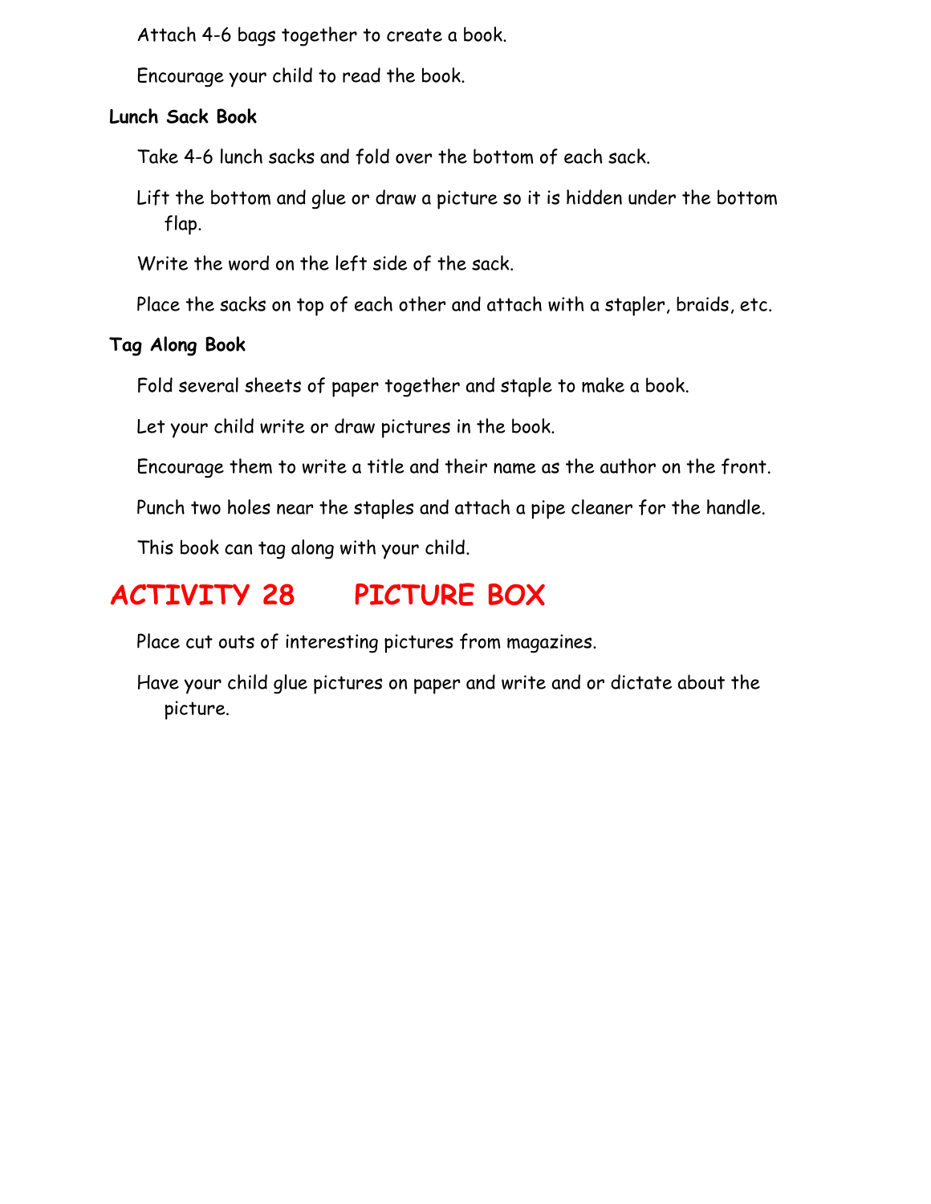Attach 4-6 bags together to create a book.

Encourage your child to read the book.

**Lunch Sack Book**

Take 4-6 lunch sacks and fold over the bottom of each sack.

Lift the bottom and glue or draw a picture so it is hidden under the bottom flap.

Write the word on the left side of the sack.

Place the sacks on top of each other and attach with a stapler, braids, etc.

**Tag Along Book**

Fold several sheets of paper together and staple to make a book.

Let your child write or draw pictures in the book.

Encourage them to write a title and their name as the author on the front.

Punch two holes near the staples and attach a pipe cleaner for the handle.

This book can tag along with your child.

## ACTIVITY 28 PICTURE BOX

Place cut outs of interesting pictures from magazines.

Have your child glue pictures on paper and write and or dictate about the picture.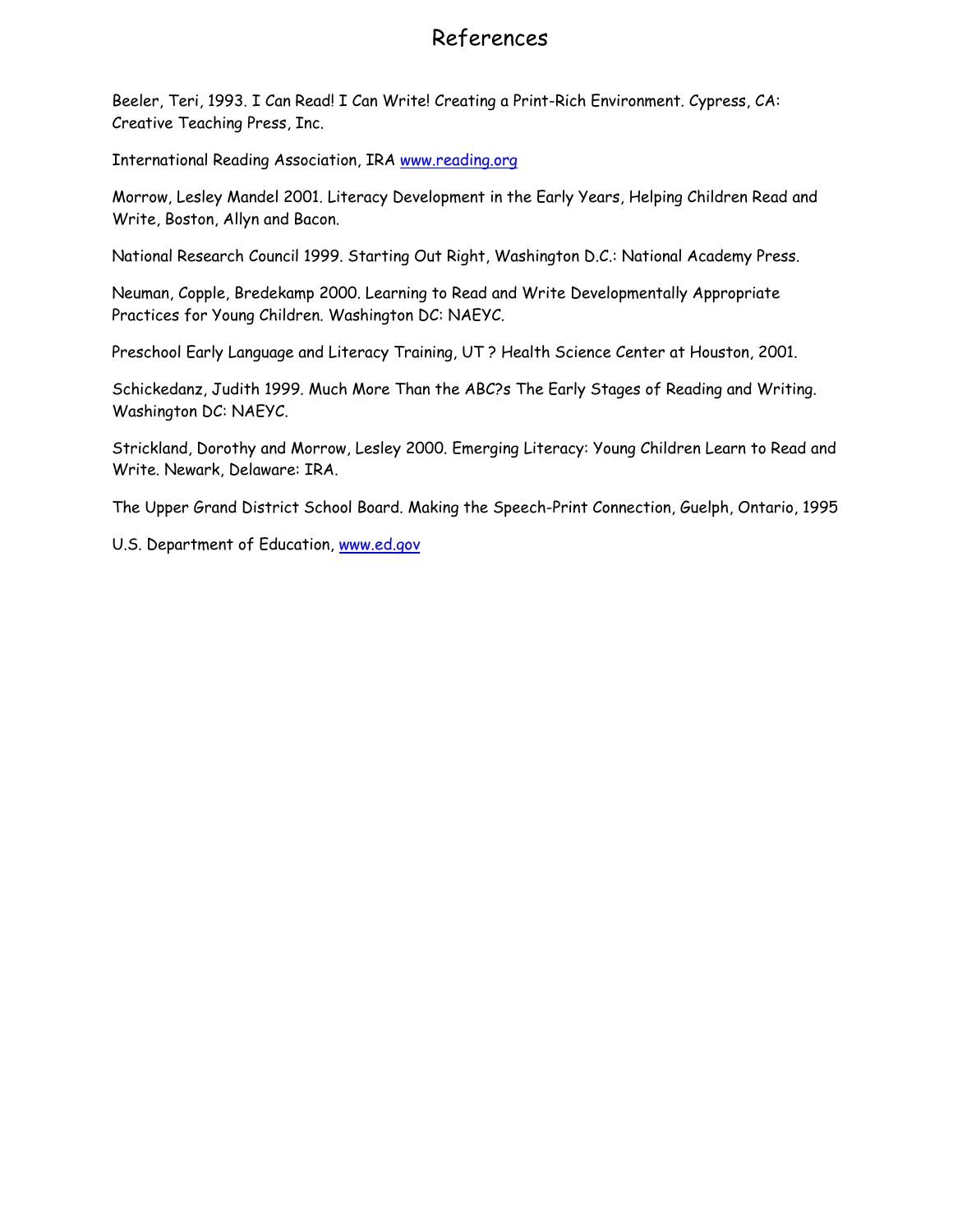# References

Beeler, Teri, 1993. I Can Read! I Can Write! Creating a Print-Rich Environment. Cypress, CA: Creative Teaching Press, Inc.

International Reading Association, IRA www.reading.org

Morrow, Lesley Mandel 2001. Literacy Development in the Early Years, Helping Children Read and Write, Boston, Allyn and Bacon.

National Research Council 1999. Starting Out Right, Washington D.C.: National Academy Press.

Neuman, Copple, Bredekamp 2000. Learning to Read and Write Developmentally Appropriate Practices for Young Children. Washington DC: NAEYC.

Preschool Early Language and Literacy Training, UT ? Health Science Center at Houston, 2001.

Schickedanz, Judith 1999. Much More Than the ABC?s The Early Stages of Reading and Writing. Washington DC: NAEYC.

Strickland, Dorothy and Morrow, Lesley 2000. Emerging Literacy: Young Children Learn to Read and Write. Newark, Delaware: IRA.

The Upper Grand District School Board. Making the Speech-Print Connection, Guelph, Ontario, 1995

U.S. Department of Education, www.ed.gov